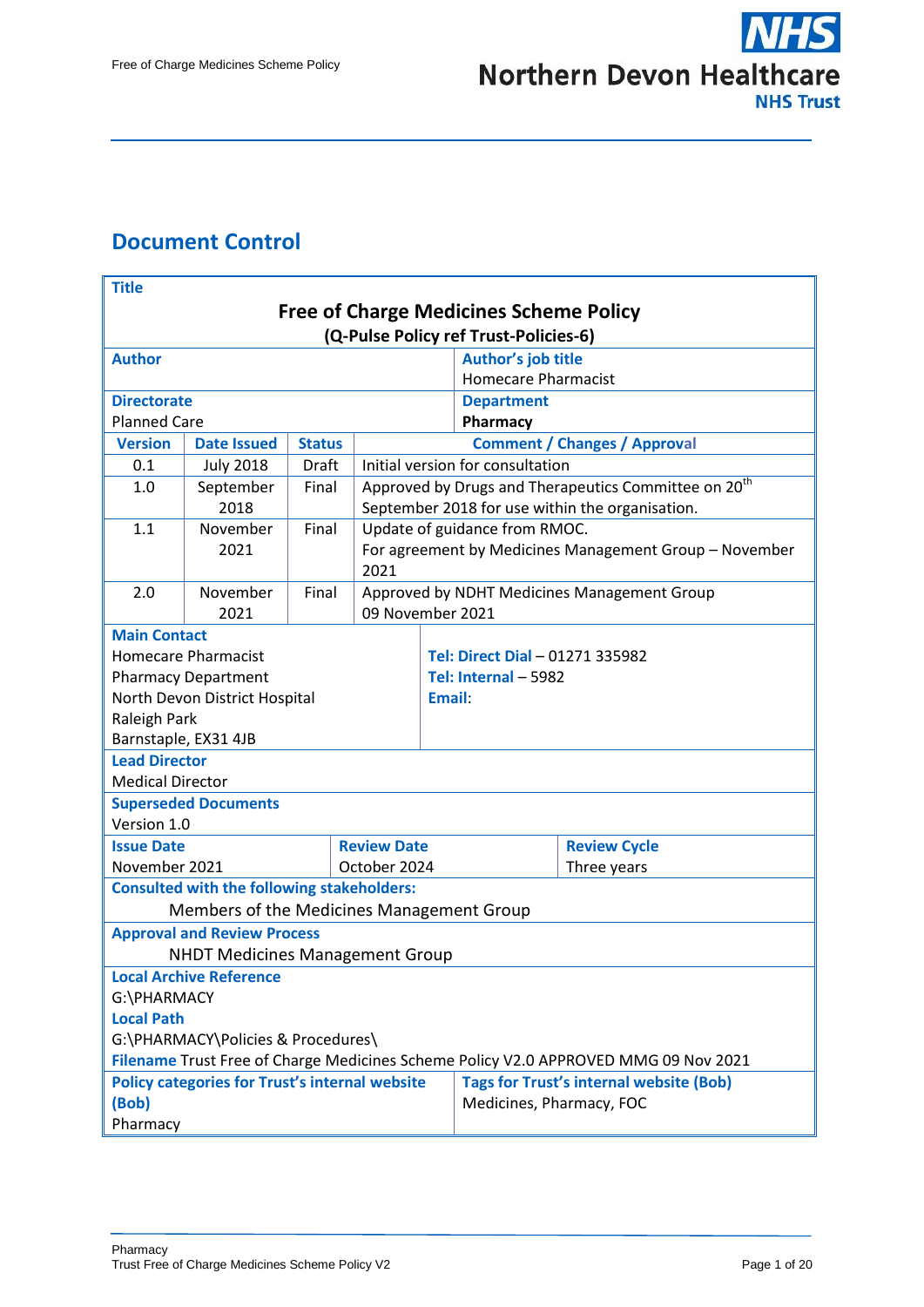# Document Control

| Title | | | | | |
|---|---|---|---|---|---|
| **Free of Charge Medicines Scheme Policy (Q-Pulse Policy ref Trust-Policies-6)** | | | | | |
| **Author** | | | | **Author's job title** Homecare Pharmacist | |
| **Directorate** Planned Care | | | | **Department** Pharmacy | |
| **Version** | **Date Issued** | **Status** | **Comment / Changes / Approval** | | |
| 0.1 | July 2018 | Draft | Initial version for consultation | | |
| 1.0 | September 2018 | Final | Approved by Drugs and Therapeutics Committee on 20th September 2018 for use within the organisation. | | |
| 1.1 | November 2021 | Final | Update of guidance from RMOC. For agreement by Medicines Management Group – November 2021 | | |
| 2.0 | November 2021 | Final | Approved by NDHT Medicines Management Group 09 November 2021 | | |
| **Main Contact** Homecare Pharmacist, Pharmacy Department, North Devon District Hospital, Raleigh Park, Barnstaple, EX31 4JB | | | | **Tel: Direct Dial** – 01271 335982; **Tel: Internal** – 5982; **Email**: | |
| **Lead Director** Medical Director | | | | | |
| **Superseded Documents** Version 1.0 | | | | | |
| **Issue Date** November 2021 | | | **Review Date** October 2024 | | **Review Cycle** Three years |
| **Consulted with the following stakeholders:** Members of the Medicines Management Group | | | | | |
| **Approval and Review Process** NHDT Medicines Management Group | | | | | |
| **Local Archive Reference** G:\PHARMACY | | | | | |
| **Local Path** G:\PHARMACY\Policies & Procedures\ | | | | | |
| **Filename** Trust Free of Charge Medicines Scheme Policy V2.0 APPROVED MMG 09 Nov 2021 | | | | | |
| **Policy categories for Trust's internal website (Bob)** Pharmacy | | | | **Tags for Trust's internal website (Bob)** Medicines, Pharmacy, FOC | |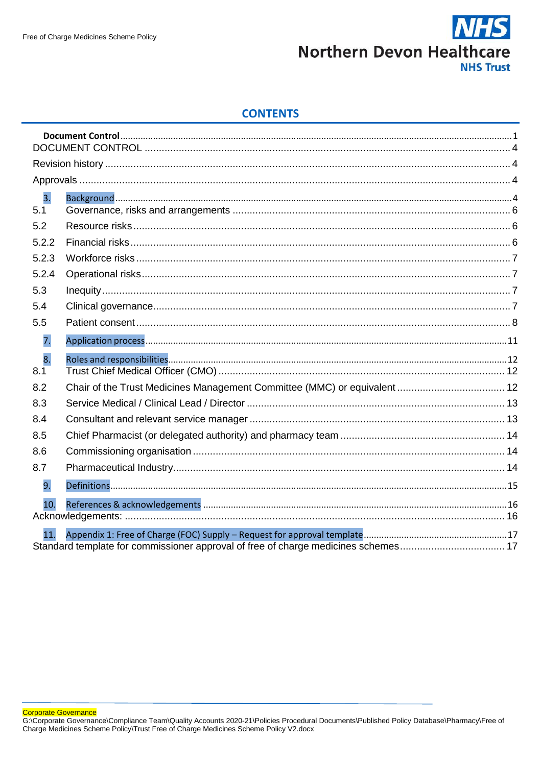## CONTENTS

| | | |
|---|---|---|
| **Document Control** | | 1 |
| DOCUMENT CONTROL | | 4 |
| Revision history | | 4 |
| Approvals | | 4 |
| 3. | Background | 4 |
| 5.1 | Governance, risks and arrangements | 6 |
| 5.2 | Resource risks | 6 |
| 5.2.2 | Financial risks | 6 |
| 5.2.3 | Workforce risks | 7 |
| 5.2.4 | Operational risks | 7 |
| 5.3 | Inequity | 7 |
| 5.4 | Clinical governance | 7 |
| 5.5 | Patient consent | 8 |
| 7. | Application process | 11 |
| 8. | Roles and responsibilities | 12 |
| 8.1 | Trust Chief Medical Officer (CMO) | 12 |
| 8.2 | Chair of the Trust Medicines Management Committee (MMC) or equivalent | 12 |
| 8.3 | Service Medical / Clinical Lead / Director | 13 |
| 8.4 | Consultant and relevant service manager | 13 |
| 8.5 | Chief Pharmacist (or delegated authority) and pharmacy team | 14 |
| 8.6 | Commissioning organisation | 14 |
| 8.7 | Pharmaceutical Industry | 14 |
| 9. | Definitions | 15 |
| 10. | References & acknowledgements | 16 |
| Acknowledgements: | | 16 |
| 11. | Appendix 1: Free of Charge (FOC) Supply – Request for approval template | 17 |
| Standard template for commissioner approval of free of charge medicines schemes | | 17 |

Corporate Governance
G:\Corporate Governance\Compliance Team\Quality Accounts 2020-21\Policies Procedural Documents\Published Policy Database\Pharmacy\Free of Charge Medicines Scheme Policy\Trust Free of Charge Medicines Scheme Policy V2.docx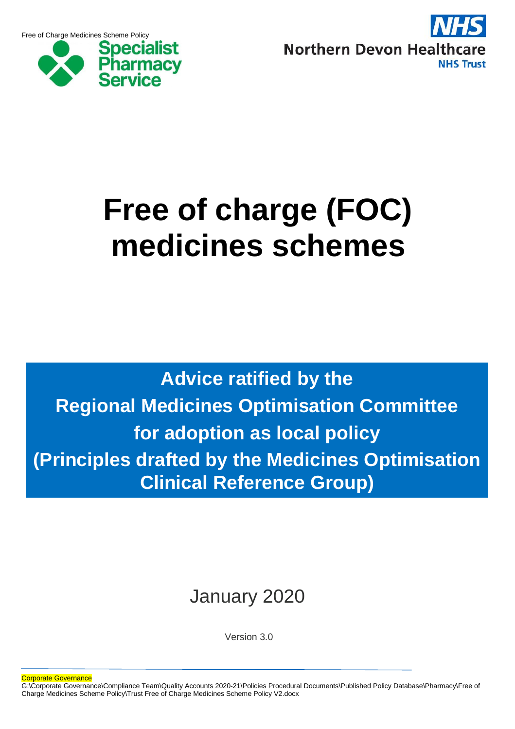# Free of charge (FOC) medicines schemes

**Advice ratified by the Regional Medicines Optimisation Committee for adoption as local policy (Principles drafted by the Medicines Optimisation Clinical Reference Group)**

January 2020

Version 3.0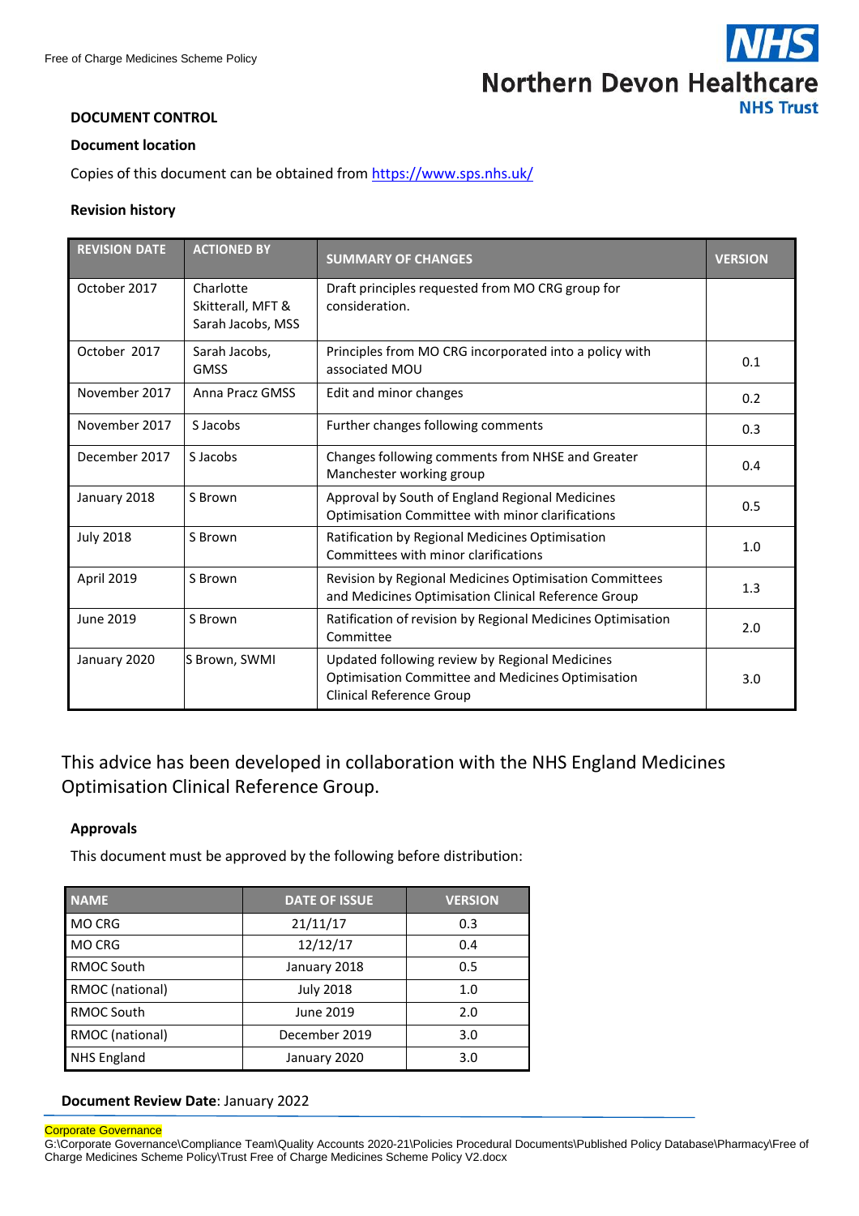## DOCUMENT CONTROL

### Document location

Copies of this document can be obtained from https://www.sps.nhs.uk/

### Revision history

| REVISION DATE | ACTIONED BY | SUMMARY OF CHANGES | VERSION |
|---|---|---|---|
| October 2017 | Charlotte Skitterall, MFT & Sarah Jacobs, MSS | Draft principles requested from MO CRG group for consideration. | |
| October 2017 | Sarah Jacobs, GMSS | Principles from MO CRG incorporated into a policy with associated MOU | 0.1 |
| November 2017 | Anna Pracz GMSS | Edit and minor changes | 0.2 |
| November 2017 | S Jacobs | Further changes following comments | 0.3 |
| December 2017 | S Jacobs | Changes following comments from NHSE and Greater Manchester working group | 0.4 |
| January 2018 | S Brown | Approval by South of England Regional Medicines Optimisation Committee with minor clarifications | 0.5 |
| July 2018 | S Brown | Ratification by Regional Medicines Optimisation Committees with minor clarifications | 1.0 |
| April 2019 | S Brown | Revision by Regional Medicines Optimisation Committees and Medicines Optimisation Clinical Reference Group | 1.3 |
| June 2019 | S Brown | Ratification of revision by Regional Medicines Optimisation Committee | 2.0 |
| January 2020 | S Brown, SWMI | Updated following review by Regional Medicines Optimisation Committee and Medicines Optimisation Clinical Reference Group | 3.0 |

This advice has been developed in collaboration with the NHS England Medicines Optimisation Clinical Reference Group.

### Approvals

This document must be approved by the following before distribution:

| NAME | DATE OF ISSUE | VERSION |
|---|---|---|
| MO CRG | 21/11/17 | 0.3 |
| MO CRG | 12/12/17 | 0.4 |
| RMOC South | January 2018 | 0.5 |
| RMOC (national) | July 2018 | 1.0 |
| RMOC South | June 2019 | 2.0 |
| RMOC (national) | December 2019 | 3.0 |
| NHS England | January 2020 | 3.0 |

**Document Review Date**: January 2022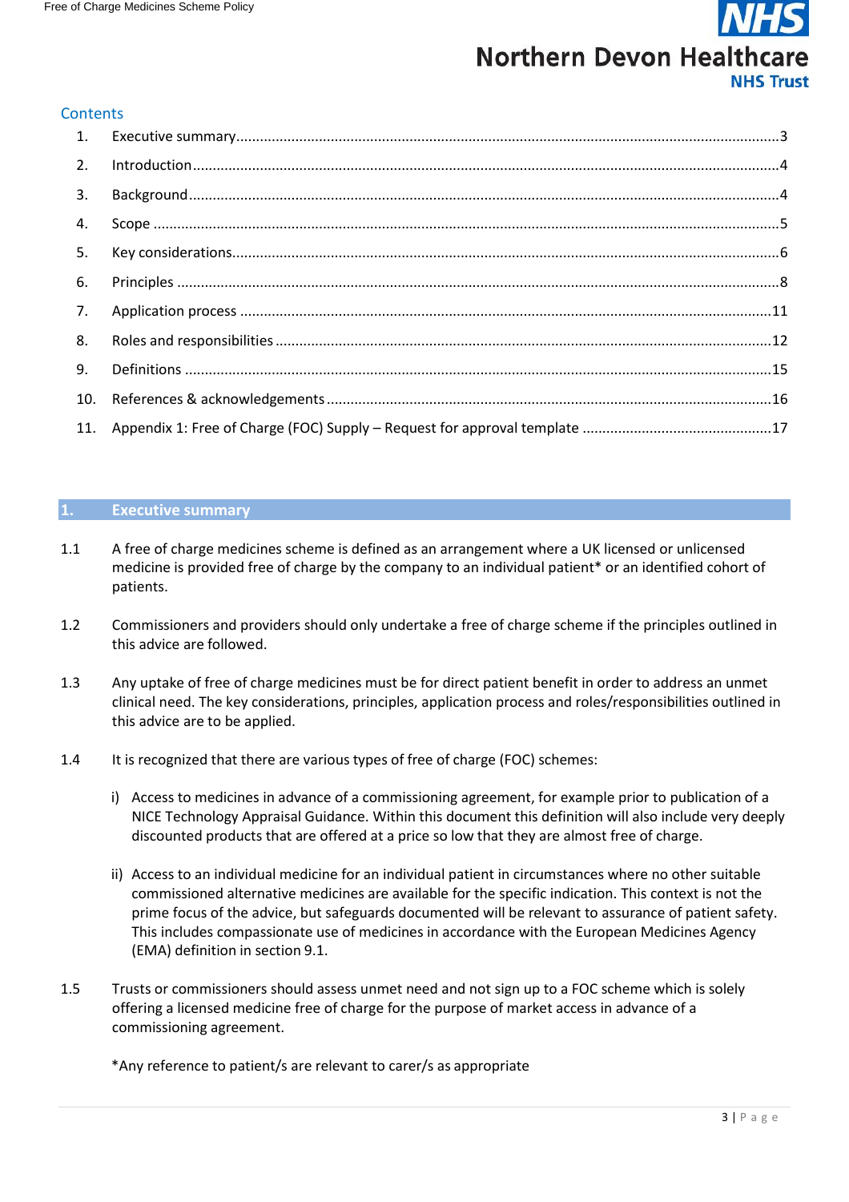## Contents

1. Executive summary ....................................................................................................................................... 3
2. Introduction ................................................................................................................................................. 4
3. Background ................................................................................................................................................. 4
4. Scope ........................................................................................................................................................... 5
5. Key considerations ....................................................................................................................................... 6
6. Principles ..................................................................................................................................................... 8
7. Application process ..................................................................................................................................... 11
8. Roles and responsibilities ........................................................................................................................... 12
9. Definitions .................................................................................................................................................. 15
10. References & acknowledgements ............................................................................................................... 16
11. Appendix 1: Free of Charge (FOC) Supply – Request for approval template ............................................... 17

## 1. Executive summary

1.1 A free of charge medicines scheme is defined as an arrangement where a UK licensed or unlicensed medicine is provided free of charge by the company to an individual patient* or an identified cohort of patients.

1.2 Commissioners and providers should only undertake a free of charge scheme if the principles outlined in this advice are followed.

1.3 Any uptake of free of charge medicines must be for direct patient benefit in order to address an unmet clinical need. The key considerations, principles, application process and roles/responsibilities outlined in this advice are to be applied.

1.4 It is recognized that there are various types of free of charge (FOC) schemes:

i) Access to medicines in advance of a commissioning agreement, for example prior to publication of a NICE Technology Appraisal Guidance. Within this document this definition will also include very deeply discounted products that are offered at a price so low that they are almost free of charge.

ii) Access to an individual medicine for an individual patient in circumstances where no other suitable commissioned alternative medicines are available for the specific indication. This context is not the prime focus of the advice, but safeguards documented will be relevant to assurance of patient safety. This includes compassionate use of medicines in accordance with the European Medicines Agency (EMA) definition in section 9.1.

1.5 Trusts or commissioners should assess unmet need and not sign up to a FOC scheme which is solely offering a licensed medicine free of charge for the purpose of market access in advance of a commissioning agreement.

*Any reference to patient/s are relevant to carer/s as appropriate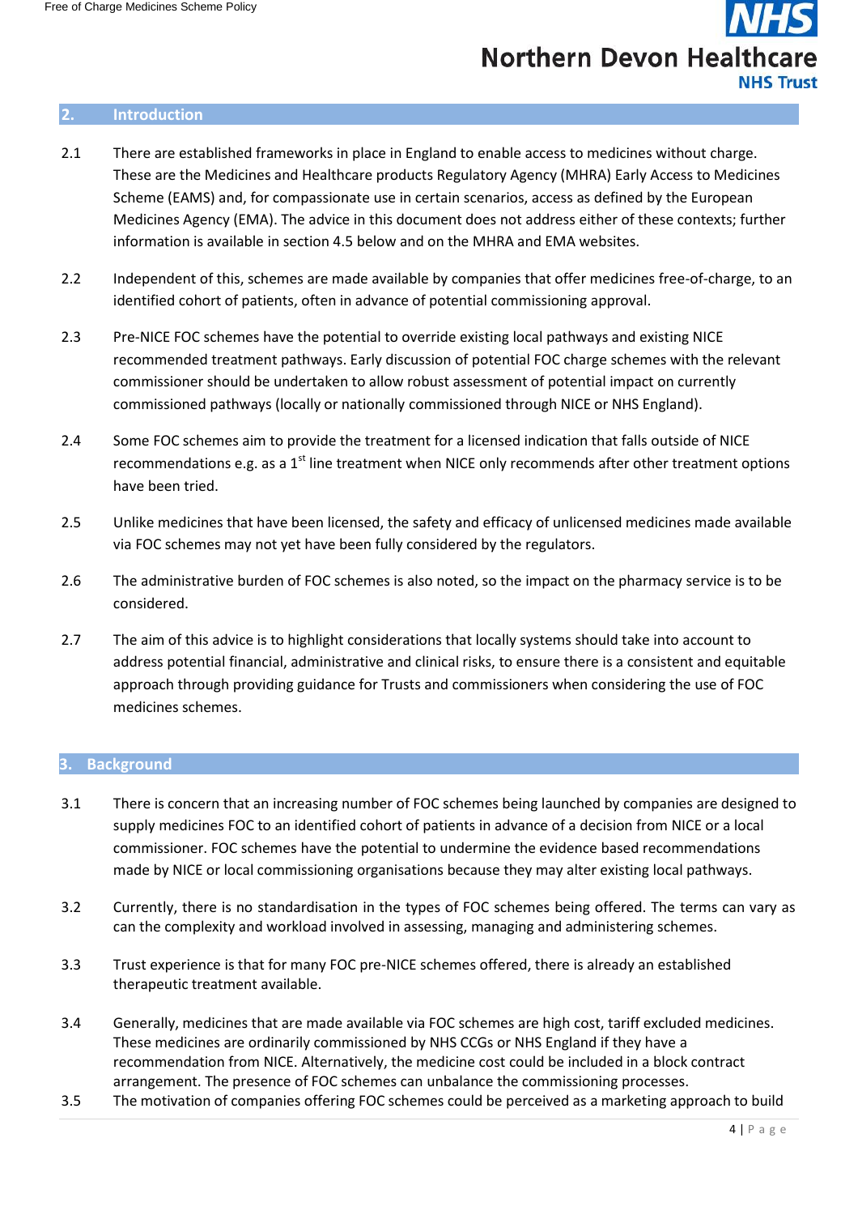## 2. Introduction

2.1 There are established frameworks in place in England to enable access to medicines without charge. These are the Medicines and Healthcare products Regulatory Agency (MHRA) Early Access to Medicines Scheme (EAMS) and, for compassionate use in certain scenarios, access as defined by the European Medicines Agency (EMA). The advice in this document does not address either of these contexts; further information is available in section 4.5 below and on the MHRA and EMA websites.

2.2 Independent of this, schemes are made available by companies that offer medicines free-of-charge, to an identified cohort of patients, often in advance of potential commissioning approval.

2.3 Pre-NICE FOC schemes have the potential to override existing local pathways and existing NICE recommended treatment pathways. Early discussion of potential FOC charge schemes with the relevant commissioner should be undertaken to allow robust assessment of potential impact on currently commissioned pathways (locally or nationally commissioned through NICE or NHS England).

2.4 Some FOC schemes aim to provide the treatment for a licensed indication that falls outside of NICE recommendations e.g. as a 1st line treatment when NICE only recommends after other treatment options have been tried.

2.5 Unlike medicines that have been licensed, the safety and efficacy of unlicensed medicines made available via FOC schemes may not yet have been fully considered by the regulators.

2.6 The administrative burden of FOC schemes is also noted, so the impact on the pharmacy service is to be considered.

2.7 The aim of this advice is to highlight considerations that locally systems should take into account to address potential financial, administrative and clinical risks, to ensure there is a consistent and equitable approach through providing guidance for Trusts and commissioners when considering the use of FOC medicines schemes.

## 3. Background

3.1 There is concern that an increasing number of FOC schemes being launched by companies are designed to supply medicines FOC to an identified cohort of patients in advance of a decision from NICE or a local commissioner. FOC schemes have the potential to undermine the evidence based recommendations made by NICE or local commissioning organisations because they may alter existing local pathways.

3.2 Currently, there is no standardisation in the types of FOC schemes being offered. The terms can vary as can the complexity and workload involved in assessing, managing and administering schemes.

3.3 Trust experience is that for many FOC pre-NICE schemes offered, there is already an established therapeutic treatment available.

3.4 Generally, medicines that are made available via FOC schemes are high cost, tariff excluded medicines. These medicines are ordinarily commissioned by NHS CCGs or NHS England if they have a recommendation from NICE. Alternatively, the medicine cost could be included in a block contract arrangement. The presence of FOC schemes can unbalance the commissioning processes.

3.5 The motivation of companies offering FOC schemes could be perceived as a marketing approach to build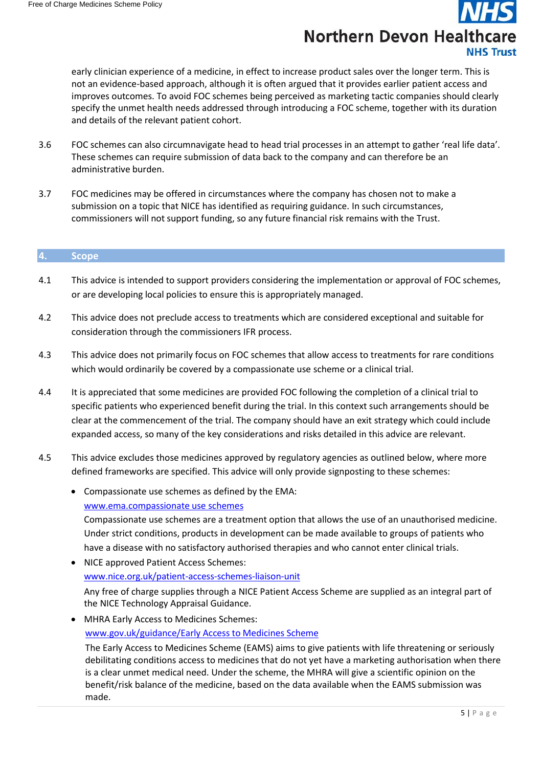early clinician experience of a medicine, in effect to increase product sales over the longer term. This is not an evidence-based approach, although it is often argued that it provides earlier patient access and improves outcomes. To avoid FOC schemes being perceived as marketing tactic companies should clearly specify the unmet health needs addressed through introducing a FOC scheme, together with its duration and details of the relevant patient cohort.

3.6 FOC schemes can also circumnavigate head to head trial processes in an attempt to gather 'real life data'. These schemes can require submission of data back to the company and can therefore be an administrative burden.

3.7 FOC medicines may be offered in circumstances where the company has chosen not to make a submission on a topic that NICE has identified as requiring guidance. In such circumstances, commissioners will not support funding, so any future financial risk remains with the Trust.

## 4. Scope

4.1 This advice is intended to support providers considering the implementation or approval of FOC schemes, or are developing local policies to ensure this is appropriately managed.

4.2 This advice does not preclude access to treatments which are considered exceptional and suitable for consideration through the commissioners IFR process.

4.3 This advice does not primarily focus on FOC schemes that allow access to treatments for rare conditions which would ordinarily be covered by a compassionate use scheme or a clinical trial.

4.4 It is appreciated that some medicines are provided FOC following the completion of a clinical trial to specific patients who experienced benefit during the trial. In this context such arrangements should be clear at the commencement of the trial. The company should have an exit strategy which could include expanded access, so many of the key considerations and risks detailed in this advice are relevant.

4.5 This advice excludes those medicines approved by regulatory agencies as outlined below, where more defined frameworks are specified. This advice will only provide signposting to these schemes:

- Compassionate use schemes as defined by the EMA:
  www.ema.compassionate use schemes
  Compassionate use schemes are a treatment option that allows the use of an unauthorised medicine. Under strict conditions, products in development can be made available to groups of patients who have a disease with no satisfactory authorised therapies and who cannot enter clinical trials.
- NICE approved Patient Access Schemes:
  www.nice.org.uk/patient-access-schemes-liaison-unit
  Any free of charge supplies through a NICE Patient Access Scheme are supplied as an integral part of the NICE Technology Appraisal Guidance.
- MHRA Early Access to Medicines Schemes:
  www.gov.uk/guidance/Early Access to Medicines Scheme
  The Early Access to Medicines Scheme (EAMS) aims to give patients with life threatening or seriously debilitating conditions access to medicines that do not yet have a marketing authorisation when there is a clear unmet medical need. Under the scheme, the MHRA will give a scientific opinion on the benefit/risk balance of the medicine, based on the data available when the EAMS submission was made.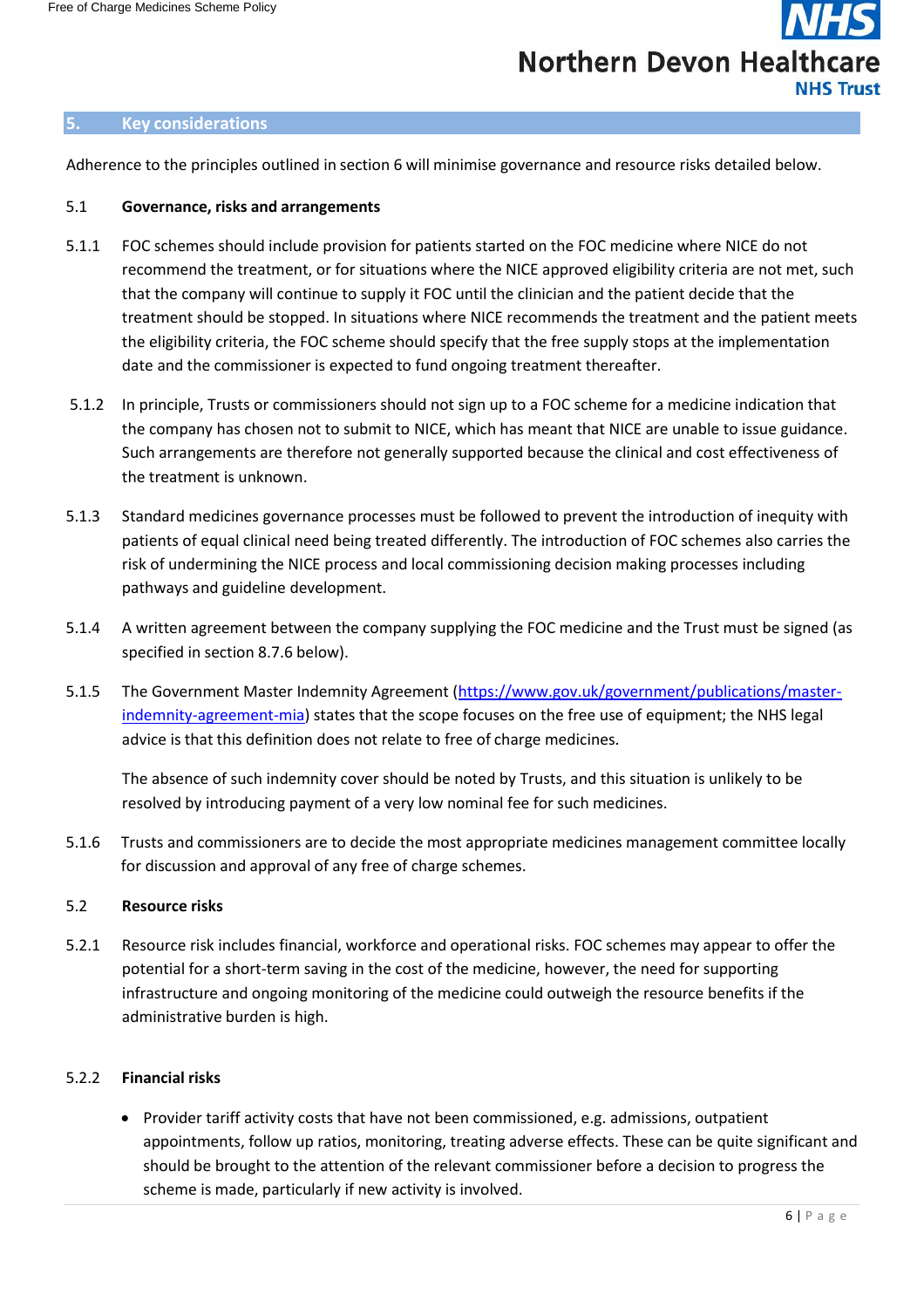## 5. Key considerations

Adherence to the principles outlined in section 6 will minimise governance and resource risks detailed below.

### 5.1 Governance, risks and arrangements

5.1.1 FOC schemes should include provision for patients started on the FOC medicine where NICE do not recommend the treatment, or for situations where the NICE approved eligibility criteria are not met, such that the company will continue to supply it FOC until the clinician and the patient decide that the treatment should be stopped. In situations where NICE recommends the treatment and the patient meets the eligibility criteria, the FOC scheme should specify that the free supply stops at the implementation date and the commissioner is expected to fund ongoing treatment thereafter.

5.1.2 In principle, Trusts or commissioners should not sign up to a FOC scheme for a medicine indication that the company has chosen not to submit to NICE, which has meant that NICE are unable to issue guidance. Such arrangements are therefore not generally supported because the clinical and cost effectiveness of the treatment is unknown.

5.1.3 Standard medicines governance processes must be followed to prevent the introduction of inequity with patients of equal clinical need being treated differently. The introduction of FOC schemes also carries the risk of undermining the NICE process and local commissioning decision making processes including pathways and guideline development.

5.1.4 A written agreement between the company supplying the FOC medicine and the Trust must be signed (as specified in section 8.7.6 below).

5.1.5 The Government Master Indemnity Agreement ([https://www.gov.uk/government/publications/master-indemnity-agreement-mia](https://www.gov.uk/government/publications/master-indemnity-agreement-mia)) states that the scope focuses on the free use of equipment; the NHS legal advice is that this definition does not relate to free of charge medicines.

The absence of such indemnity cover should be noted by Trusts, and this situation is unlikely to be resolved by introducing payment of a very low nominal fee for such medicines.

5.1.6 Trusts and commissioners are to decide the most appropriate medicines management committee locally for discussion and approval of any free of charge schemes.

### 5.2 Resource risks

5.2.1 Resource risk includes financial, workforce and operational risks. FOC schemes may appear to offer the potential for a short-term saving in the cost of the medicine, however, the need for supporting infrastructure and ongoing monitoring of the medicine could outweigh the resource benefits if the administrative burden is high.

#### 5.2.2 Financial risks

- Provider tariff activity costs that have not been commissioned, e.g. admissions, outpatient appointments, follow up ratios, monitoring, treating adverse effects. These can be quite significant and should be brought to the attention of the relevant commissioner before a decision to progress the scheme is made, particularly if new activity is involved.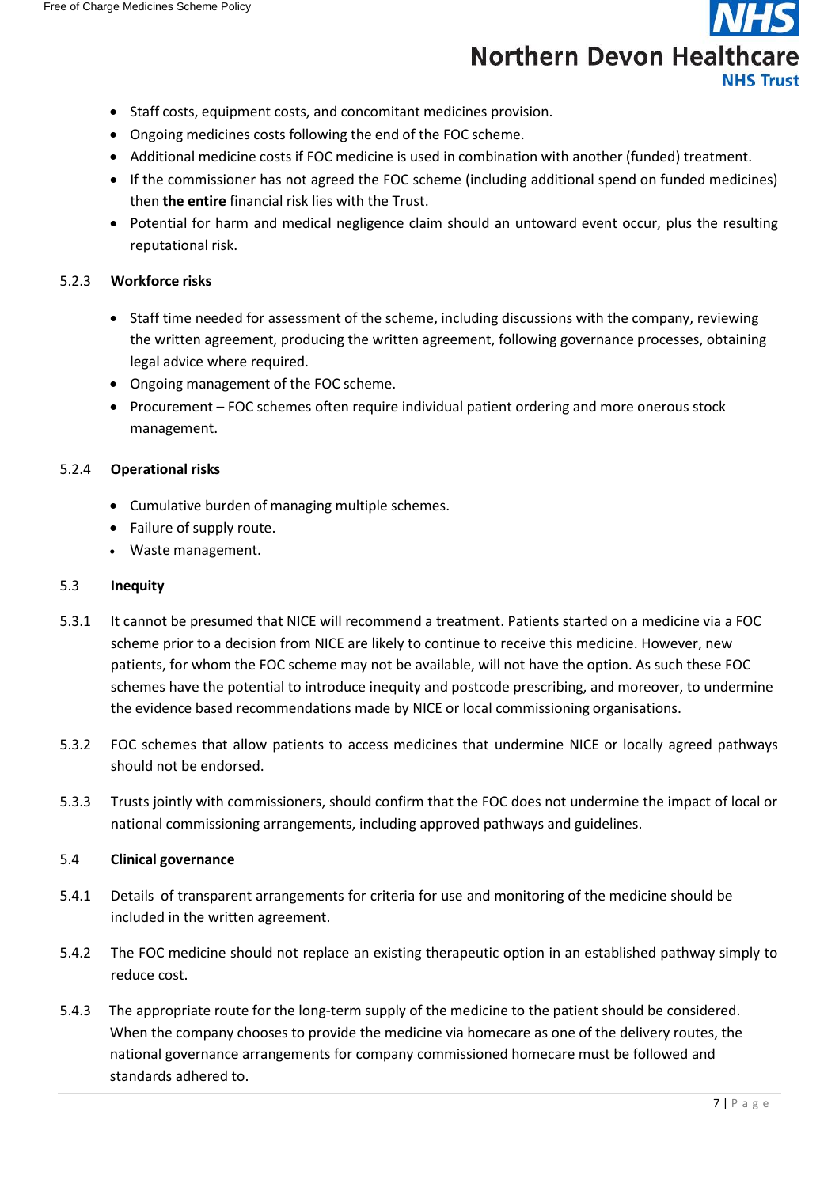- Staff costs, equipment costs, and concomitant medicines provision.
- Ongoing medicines costs following the end of the FOC scheme.
- Additional medicine costs if FOC medicine is used in combination with another (funded) treatment.
- If the commissioner has not agreed the FOC scheme (including additional spend on funded medicines) then **the entire** financial risk lies with the Trust.
- Potential for harm and medical negligence claim should an untoward event occur, plus the resulting reputational risk.

#### 5.2.3 Workforce risks

- Staff time needed for assessment of the scheme, including discussions with the company, reviewing the written agreement, producing the written agreement, following governance processes, obtaining legal advice where required.
- Ongoing management of the FOC scheme.
- Procurement – FOC schemes often require individual patient ordering and more onerous stock management.

#### 5.2.4 Operational risks

- Cumulative burden of managing multiple schemes.
- Failure of supply route.
- Waste management.

### 5.3 Inequity

5.3.1 It cannot be presumed that NICE will recommend a treatment. Patients started on a medicine via a FOC scheme prior to a decision from NICE are likely to continue to receive this medicine. However, new patients, for whom the FOC scheme may not be available, will not have the option. As such these FOC schemes have the potential to introduce inequity and postcode prescribing, and moreover, to undermine the evidence based recommendations made by NICE or local commissioning organisations.

5.3.2 FOC schemes that allow patients to access medicines that undermine NICE or locally agreed pathways should not be endorsed.

5.3.3 Trusts jointly with commissioners, should confirm that the FOC does not undermine the impact of local or national commissioning arrangements, including approved pathways and guidelines.

### 5.4 Clinical governance

5.4.1 Details of transparent arrangements for criteria for use and monitoring of the medicine should be included in the written agreement.

5.4.2 The FOC medicine should not replace an existing therapeutic option in an established pathway simply to reduce cost.

5.4.3 The appropriate route for the long-term supply of the medicine to the patient should be considered. When the company chooses to provide the medicine via homecare as one of the delivery routes, the national governance arrangements for company commissioned homecare must be followed and standards adhered to.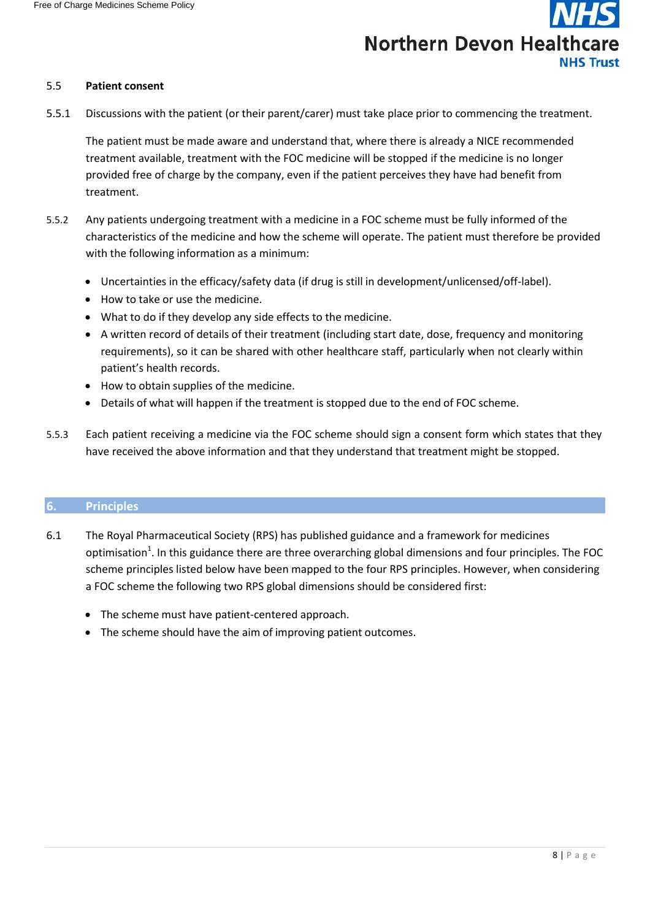### 5.5 Patient consent

5.5.1 Discussions with the patient (or their parent/carer) must take place prior to commencing the treatment.

The patient must be made aware and understand that, where there is already a NICE recommended treatment available, treatment with the FOC medicine will be stopped if the medicine is no longer provided free of charge by the company, even if the patient perceives they have had benefit from treatment.

5.5.2 Any patients undergoing treatment with a medicine in a FOC scheme must be fully informed of the characteristics of the medicine and how the scheme will operate. The patient must therefore be provided with the following information as a minimum:

- Uncertainties in the efficacy/safety data (if drug is still in development/unlicensed/off-label).
- How to take or use the medicine.
- What to do if they develop any side effects to the medicine.
- A written record of details of their treatment (including start date, dose, frequency and monitoring requirements), so it can be shared with other healthcare staff, particularly when not clearly within patient's health records.
- How to obtain supplies of the medicine.
- Details of what will happen if the treatment is stopped due to the end of FOC scheme.

5.5.3 Each patient receiving a medicine via the FOC scheme should sign a consent form which states that they have received the above information and that they understand that treatment might be stopped.

## 6. Principles

6.1 The Royal Pharmaceutical Society (RPS) has published guidance and a framework for medicines optimisation[1]. In this guidance there are three overarching global dimensions and four principles. The FOC scheme principles listed below have been mapped to the four RPS principles. However, when considering a FOC scheme the following two RPS global dimensions should be considered first:

- The scheme must have patient-centered approach.
- The scheme should have the aim of improving patient outcomes.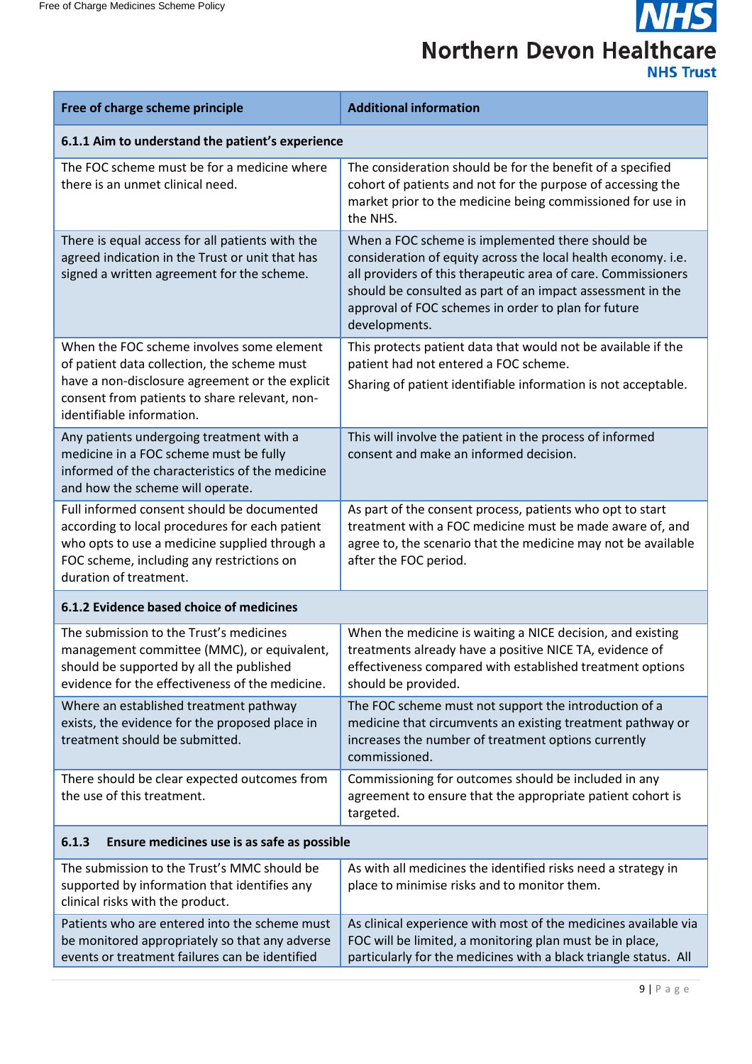| Free of charge scheme principle | Additional information |
|---|---|
| **6.1.1 Aim to understand the patient's experience** | |
| The FOC scheme must be for a medicine where there is an unmet clinical need. | The consideration should be for the benefit of a specified cohort of patients and not for the purpose of accessing the market prior to the medicine being commissioned for use in the NHS. |
| There is equal access for all patients with the agreed indication in the Trust or unit that has signed a written agreement for the scheme. | When a FOC scheme is implemented there should be consideration of equity across the local health economy. i.e. all providers of this therapeutic area of care. Commissioners should be consulted as part of an impact assessment in the approval of FOC schemes in order to plan for future developments. |
| When the FOC scheme involves some element of patient data collection, the scheme must have a non-disclosure agreement or the explicit consent from patients to share relevant, non-identifiable information. | This protects patient data that would not be available if the patient had not entered a FOC scheme. Sharing of patient identifiable information is not acceptable. |
| Any patients undergoing treatment with a medicine in a FOC scheme must be fully informed of the characteristics of the medicine and how the scheme will operate. | This will involve the patient in the process of informed consent and make an informed decision. |
| Full informed consent should be documented according to local procedures for each patient who opts to use a medicine supplied through a FOC scheme, including any restrictions on duration of treatment. | As part of the consent process, patients who opt to start treatment with a FOC medicine must be made aware of, and agree to, the scenario that the medicine may not be available after the FOC period. |
| **6.1.2 Evidence based choice of medicines** | |
| The submission to the Trust's medicines management committee (MMC), or equivalent, should be supported by all the published evidence for the effectiveness of the medicine. | When the medicine is waiting a NICE decision, and existing treatments already have a positive NICE TA, evidence of effectiveness compared with established treatment options should be provided. |
| Where an established treatment pathway exists, the evidence for the proposed place in treatment should be submitted. | The FOC scheme must not support the introduction of a medicine that circumvents an existing treatment pathway or increases the number of treatment options currently commissioned. |
| There should be clear expected outcomes from the use of this treatment. | Commissioning for outcomes should be included in any agreement to ensure that the appropriate patient cohort is targeted. |
| **6.1.3 Ensure medicines use is as safe as possible** | |
| The submission to the Trust's MMC should be supported by information that identifies any clinical risks with the product. | As with all medicines the identified risks need a strategy in place to minimise risks and to monitor them. |
| Patients who are entered into the scheme must be monitored appropriately so that any adverse events or treatment failures can be identified | As clinical experience with most of the medicines available via FOC will be limited, a monitoring plan must be in place, particularly for the medicines with a black triangle status. All |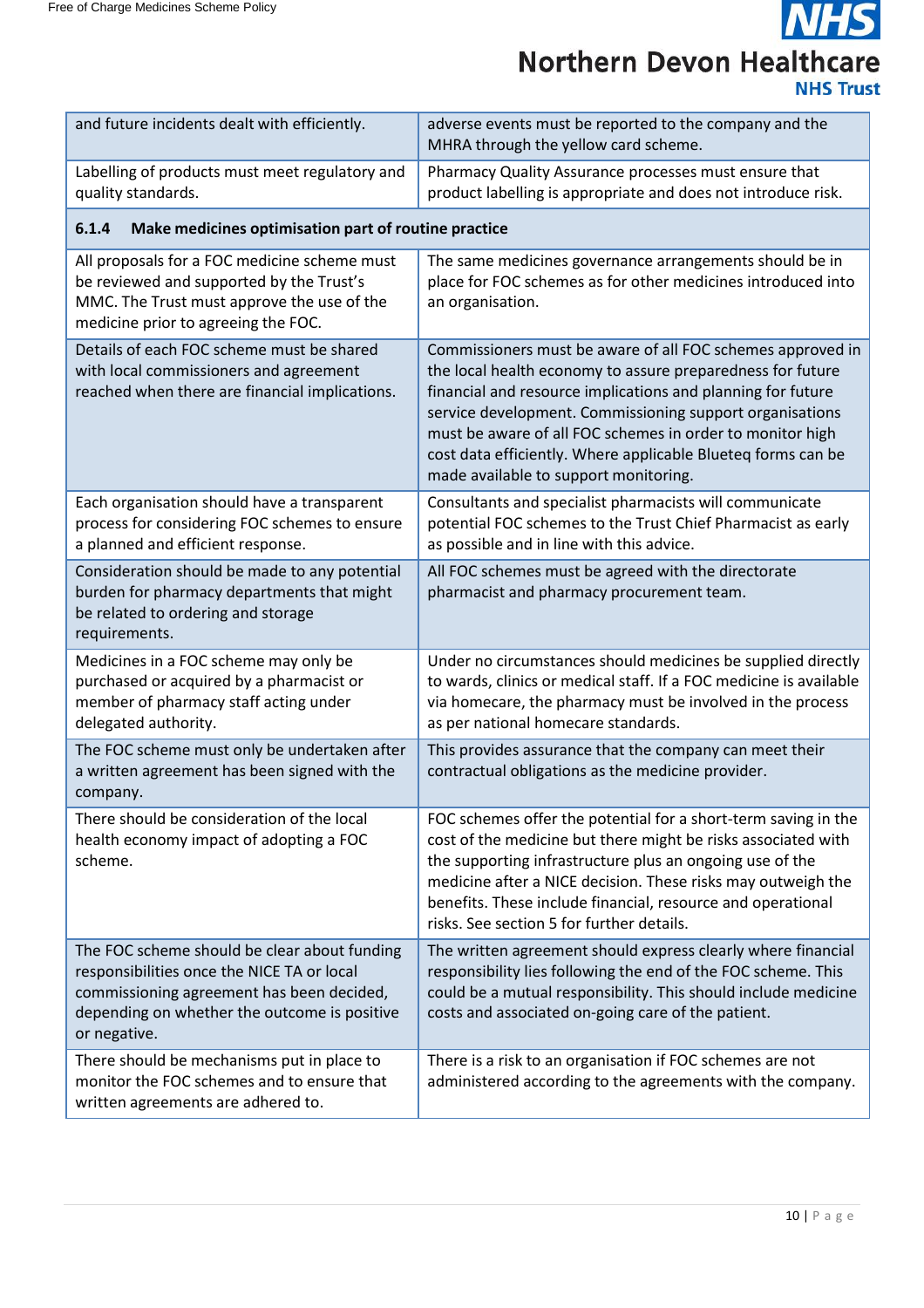| | |
|---|---|
| and future incidents dealt with efficiently. | adverse events must be reported to the company and the MHRA through the yellow card scheme. |
| Labelling of products must meet regulatory and quality standards. | Pharmacy Quality Assurance processes must ensure that product labelling is appropriate and does not introduce risk. |
| **6.1.4 Make medicines optimisation part of routine practice** | |
| All proposals for a FOC medicine scheme must be reviewed and supported by the Trust's MMC. The Trust must approve the use of the medicine prior to agreeing the FOC. | The same medicines governance arrangements should be in place for FOC schemes as for other medicines introduced into an organisation. |
| Details of each FOC scheme must be shared with local commissioners and agreement reached when there are financial implications. | Commissioners must be aware of all FOC schemes approved in the local health economy to assure preparedness for future financial and resource implications and planning for future service development. Commissioning support organisations must be aware of all FOC schemes in order to monitor high cost data efficiently. Where applicable Blueteq forms can be made available to support monitoring. |
| Each organisation should have a transparent process for considering FOC schemes to ensure a planned and efficient response. | Consultants and specialist pharmacists will communicate potential FOC schemes to the Trust Chief Pharmacist as early as possible and in line with this advice. |
| Consideration should be made to any potential burden for pharmacy departments that might be related to ordering and storage requirements. | All FOC schemes must be agreed with the directorate pharmacist and pharmacy procurement team. |
| Medicines in a FOC scheme may only be purchased or acquired by a pharmacist or member of pharmacy staff acting under delegated authority. | Under no circumstances should medicines be supplied directly to wards, clinics or medical staff. If a FOC medicine is available via homecare, the pharmacy must be involved in the process as per national homecare standards. |
| The FOC scheme must only be undertaken after a written agreement has been signed with the company. | This provides assurance that the company can meet their contractual obligations as the medicine provider. |
| There should be consideration of the local health economy impact of adopting a FOC scheme. | FOC schemes offer the potential for a short-term saving in the cost of the medicine but there might be risks associated with the supporting infrastructure plus an ongoing use of the medicine after a NICE decision. These risks may outweigh the benefits. These include financial, resource and operational risks. See section 5 for further details. |
| The FOC scheme should be clear about funding responsibilities once the NICE TA or local commissioning agreement has been decided, depending on whether the outcome is positive or negative. | The written agreement should express clearly where financial responsibility lies following the end of the FOC scheme. This could be a mutual responsibility. This should include medicine costs and associated on-going care of the patient. |
| There should be mechanisms put in place to monitor the FOC schemes and to ensure that written agreements are adhered to. | There is a risk to an organisation if FOC schemes are not administered according to the agreements with the company. |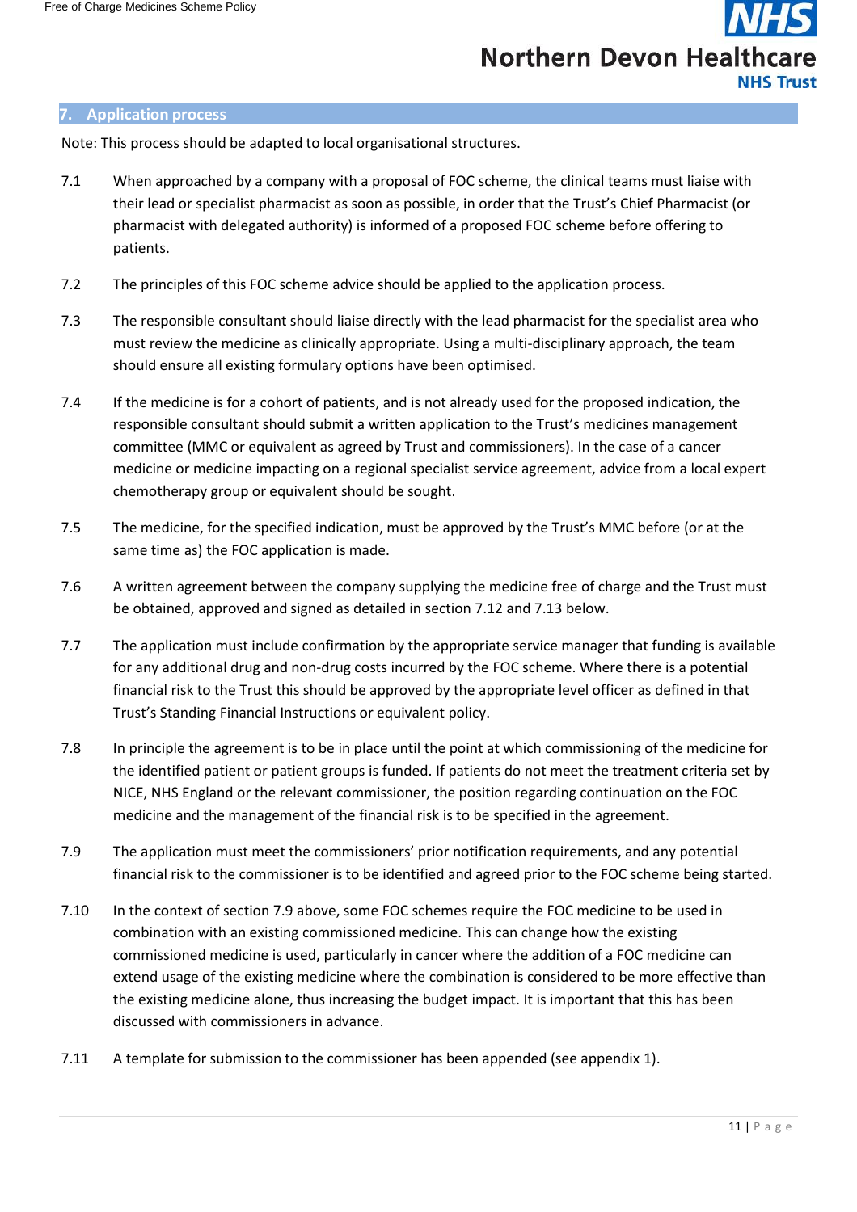## 7. Application process

Note: This process should be adapted to local organisational structures.

7.1 When approached by a company with a proposal of FOC scheme, the clinical teams must liaise with their lead or specialist pharmacist as soon as possible, in order that the Trust's Chief Pharmacist (or pharmacist with delegated authority) is informed of a proposed FOC scheme before offering to patients.

7.2 The principles of this FOC scheme advice should be applied to the application process.

7.3 The responsible consultant should liaise directly with the lead pharmacist for the specialist area who must review the medicine as clinically appropriate. Using a multi-disciplinary approach, the team should ensure all existing formulary options have been optimised.

7.4 If the medicine is for a cohort of patients, and is not already used for the proposed indication, the responsible consultant should submit a written application to the Trust's medicines management committee (MMC or equivalent as agreed by Trust and commissioners). In the case of a cancer medicine or medicine impacting on a regional specialist service agreement, advice from a local expert chemotherapy group or equivalent should be sought.

7.5 The medicine, for the specified indication, must be approved by the Trust's MMC before (or at the same time as) the FOC application is made.

7.6 A written agreement between the company supplying the medicine free of charge and the Trust must be obtained, approved and signed as detailed in section 7.12 and 7.13 below.

7.7 The application must include confirmation by the appropriate service manager that funding is available for any additional drug and non-drug costs incurred by the FOC scheme. Where there is a potential financial risk to the Trust this should be approved by the appropriate level officer as defined in that Trust's Standing Financial Instructions or equivalent policy.

7.8 In principle the agreement is to be in place until the point at which commissioning of the medicine for the identified patient or patient groups is funded. If patients do not meet the treatment criteria set by NICE, NHS England or the relevant commissioner, the position regarding continuation on the FOC medicine and the management of the financial risk is to be specified in the agreement.

7.9 The application must meet the commissioners' prior notification requirements, and any potential financial risk to the commissioner is to be identified and agreed prior to the FOC scheme being started.

7.10 In the context of section 7.9 above, some FOC schemes require the FOC medicine to be used in combination with an existing commissioned medicine. This can change how the existing commissioned medicine is used, particularly in cancer where the addition of a FOC medicine can extend usage of the existing medicine where the combination is considered to be more effective than the existing medicine alone, thus increasing the budget impact. It is important that this has been discussed with commissioners in advance.

7.11 A template for submission to the commissioner has been appended (see appendix 1).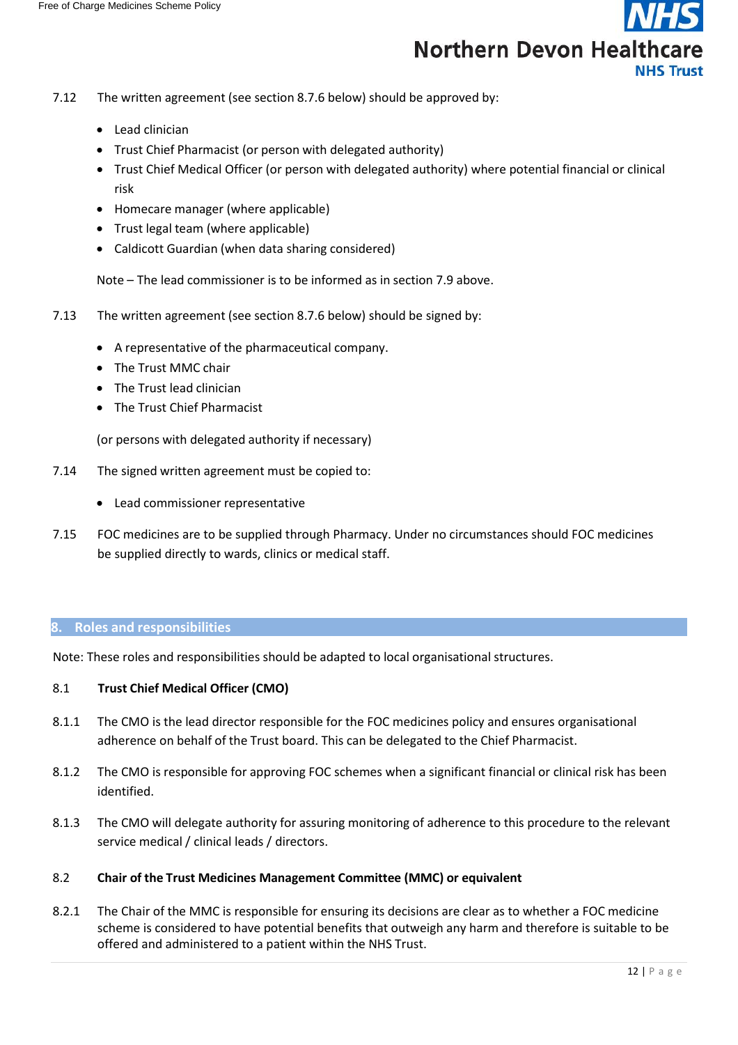7.12 The written agreement (see section 8.7.6 below) should be approved by:

- Lead clinician
- Trust Chief Pharmacist (or person with delegated authority)
- Trust Chief Medical Officer (or person with delegated authority) where potential financial or clinical risk
- Homecare manager (where applicable)
- Trust legal team (where applicable)
- Caldicott Guardian (when data sharing considered)

Note – The lead commissioner is to be informed as in section 7.9 above.

7.13 The written agreement (see section 8.7.6 below) should be signed by:

- A representative of the pharmaceutical company.
- The Trust MMC chair
- The Trust lead clinician
- The Trust Chief Pharmacist

(or persons with delegated authority if necessary)

7.14 The signed written agreement must be copied to:

- Lead commissioner representative

7.15 FOC medicines are to be supplied through Pharmacy. Under no circumstances should FOC medicines be supplied directly to wards, clinics or medical staff.

## 8. Roles and responsibilities

Note: These roles and responsibilities should be adapted to local organisational structures.

### 8.1 Trust Chief Medical Officer (CMO)

8.1.1 The CMO is the lead director responsible for the FOC medicines policy and ensures organisational adherence on behalf of the Trust board. This can be delegated to the Chief Pharmacist.

8.1.2 The CMO is responsible for approving FOC schemes when a significant financial or clinical risk has been identified.

8.1.3 The CMO will delegate authority for assuring monitoring of adherence to this procedure to the relevant service medical / clinical leads / directors.

### 8.2 Chair of the Trust Medicines Management Committee (MMC) or equivalent

8.2.1 The Chair of the MMC is responsible for ensuring its decisions are clear as to whether a FOC medicine scheme is considered to have potential benefits that outweigh any harm and therefore is suitable to be offered and administered to a patient within the NHS Trust.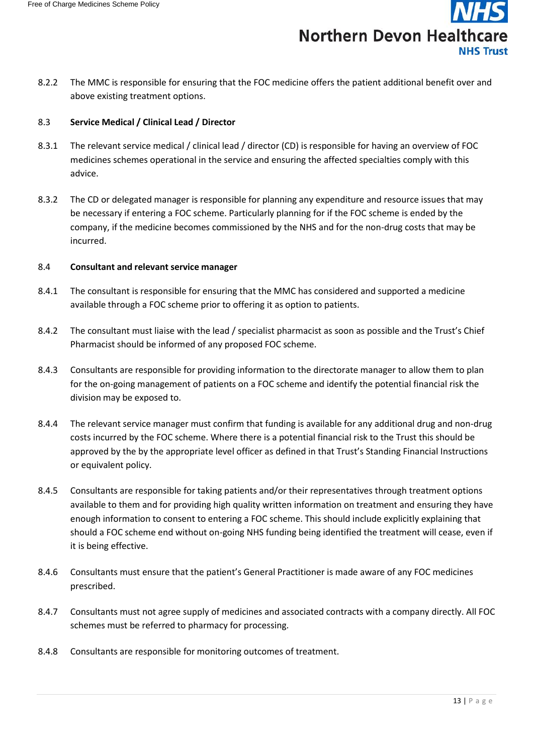8.2.2 The MMC is responsible for ensuring that the FOC medicine offers the patient additional benefit over and above existing treatment options.

### 8.3 Service Medical / Clinical Lead / Director

8.3.1 The relevant service medical / clinical lead / director (CD) is responsible for having an overview of FOC medicines schemes operational in the service and ensuring the affected specialties comply with this advice.

8.3.2 The CD or delegated manager is responsible for planning any expenditure and resource issues that may be necessary if entering a FOC scheme. Particularly planning for if the FOC scheme is ended by the company, if the medicine becomes commissioned by the NHS and for the non-drug costs that may be incurred.

### 8.4 Consultant and relevant service manager

8.4.1 The consultant is responsible for ensuring that the MMC has considered and supported a medicine available through a FOC scheme prior to offering it as option to patients.

8.4.2 The consultant must liaise with the lead / specialist pharmacist as soon as possible and the Trust's Chief Pharmacist should be informed of any proposed FOC scheme.

8.4.3 Consultants are responsible for providing information to the directorate manager to allow them to plan for the on-going management of patients on a FOC scheme and identify the potential financial risk the division may be exposed to.

8.4.4 The relevant service manager must confirm that funding is available for any additional drug and non-drug costs incurred by the FOC scheme. Where there is a potential financial risk to the Trust this should be approved by the by the appropriate level officer as defined in that Trust's Standing Financial Instructions or equivalent policy.

8.4.5 Consultants are responsible for taking patients and/or their representatives through treatment options available to them and for providing high quality written information on treatment and ensuring they have enough information to consent to entering a FOC scheme. This should include explicitly explaining that should a FOC scheme end without on-going NHS funding being identified the treatment will cease, even if it is being effective.

8.4.6 Consultants must ensure that the patient's General Practitioner is made aware of any FOC medicines prescribed.

8.4.7 Consultants must not agree supply of medicines and associated contracts with a company directly. All FOC schemes must be referred to pharmacy for processing.

8.4.8 Consultants are responsible for monitoring outcomes of treatment.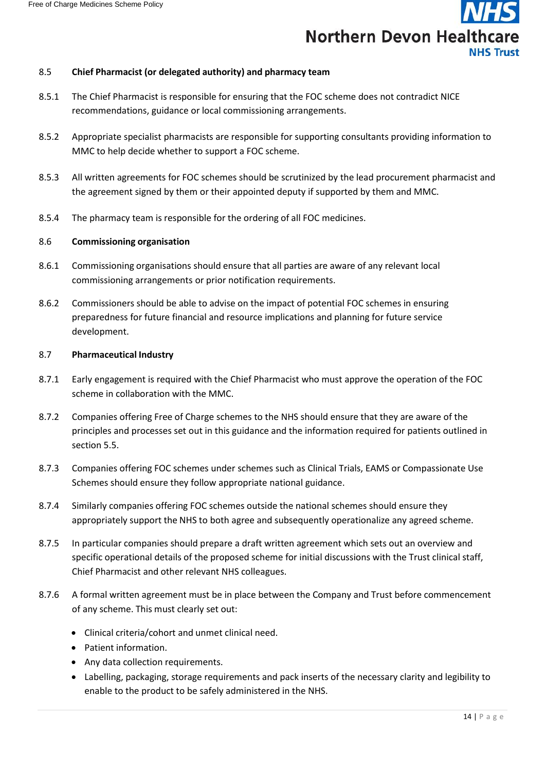### 8.5 Chief Pharmacist (or delegated authority) and pharmacy team

8.5.1 The Chief Pharmacist is responsible for ensuring that the FOC scheme does not contradict NICE recommendations, guidance or local commissioning arrangements.

8.5.2 Appropriate specialist pharmacists are responsible for supporting consultants providing information to MMC to help decide whether to support a FOC scheme.

8.5.3 All written agreements for FOC schemes should be scrutinized by the lead procurement pharmacist and the agreement signed by them or their appointed deputy if supported by them and MMC.

8.5.4 The pharmacy team is responsible for the ordering of all FOC medicines.

### 8.6 Commissioning organisation

8.6.1 Commissioning organisations should ensure that all parties are aware of any relevant local commissioning arrangements or prior notification requirements.

8.6.2 Commissioners should be able to advise on the impact of potential FOC schemes in ensuring preparedness for future financial and resource implications and planning for future service development.

### 8.7 Pharmaceutical Industry

8.7.1 Early engagement is required with the Chief Pharmacist who must approve the operation of the FOC scheme in collaboration with the MMC.

8.7.2 Companies offering Free of Charge schemes to the NHS should ensure that they are aware of the principles and processes set out in this guidance and the information required for patients outlined in section 5.5.

8.7.3 Companies offering FOC schemes under schemes such as Clinical Trials, EAMS or Compassionate Use Schemes should ensure they follow appropriate national guidance.

8.7.4 Similarly companies offering FOC schemes outside the national schemes should ensure they appropriately support the NHS to both agree and subsequently operationalize any agreed scheme.

8.7.5 In particular companies should prepare a draft written agreement which sets out an overview and specific operational details of the proposed scheme for initial discussions with the Trust clinical staff, Chief Pharmacist and other relevant NHS colleagues.

8.7.6 A formal written agreement must be in place between the Company and Trust before commencement of any scheme. This must clearly set out:

- Clinical criteria/cohort and unmet clinical need.
- Patient information.
- Any data collection requirements.
- Labelling, packaging, storage requirements and pack inserts of the necessary clarity and legibility to enable to the product to be safely administered in the NHS.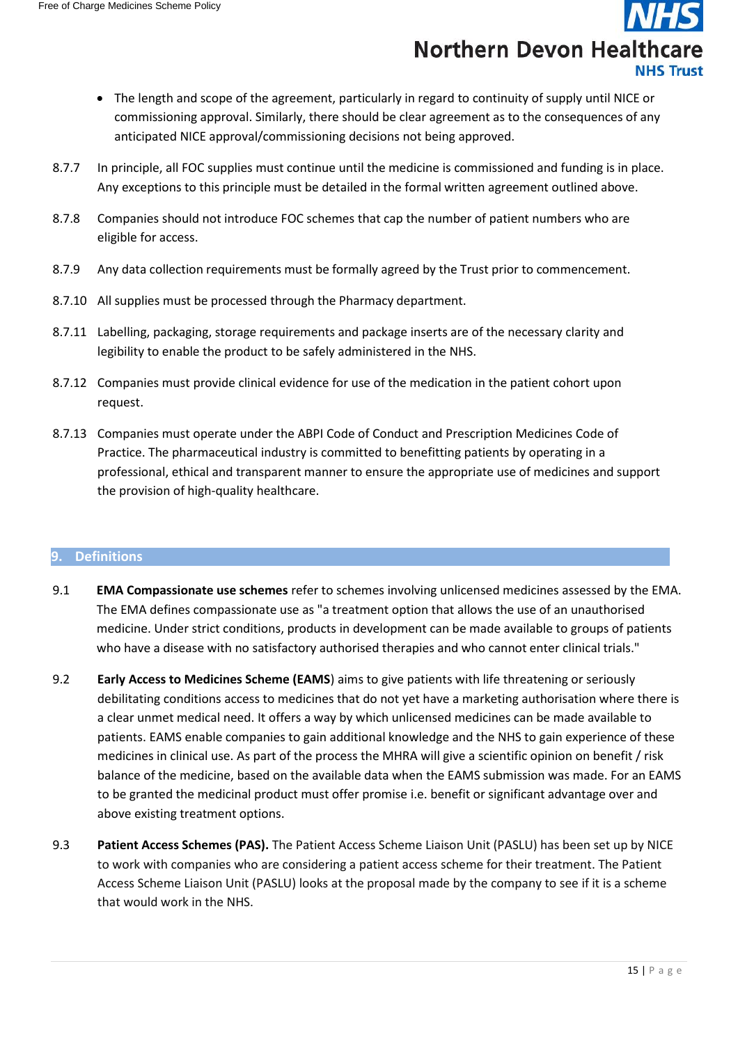- The length and scope of the agreement, particularly in regard to continuity of supply until NICE or commissioning approval. Similarly, there should be clear agreement as to the consequences of any anticipated NICE approval/commissioning decisions not being approved.

8.7.7 In principle, all FOC supplies must continue until the medicine is commissioned and funding is in place. Any exceptions to this principle must be detailed in the formal written agreement outlined above.

8.7.8 Companies should not introduce FOC schemes that cap the number of patient numbers who are eligible for access.

8.7.9 Any data collection requirements must be formally agreed by the Trust prior to commencement.

8.7.10 All supplies must be processed through the Pharmacy department.

8.7.11 Labelling, packaging, storage requirements and package inserts are of the necessary clarity and legibility to enable the product to be safely administered in the NHS.

8.7.12 Companies must provide clinical evidence for use of the medication in the patient cohort upon request.

8.7.13 Companies must operate under the ABPI Code of Conduct and Prescription Medicines Code of Practice. The pharmaceutical industry is committed to benefitting patients by operating in a professional, ethical and transparent manner to ensure the appropriate use of medicines and support the provision of high-quality healthcare.

## 9. Definitions

9.1 **EMA Compassionate use schemes** refer to schemes involving unlicensed medicines assessed by the EMA. The EMA defines compassionate use as "a treatment option that allows the use of an unauthorised medicine. Under strict conditions, products in development can be made available to groups of patients who have a disease with no satisfactory authorised therapies and who cannot enter clinical trials."

9.2 **Early Access to Medicines Scheme (EAMS**) aims to give patients with life threatening or seriously debilitating conditions access to medicines that do not yet have a marketing authorisation where there is a clear unmet medical need. It offers a way by which unlicensed medicines can be made available to patients. EAMS enable companies to gain additional knowledge and the NHS to gain experience of these medicines in clinical use. As part of the process the MHRA will give a scientific opinion on benefit / risk balance of the medicine, based on the available data when the EAMS submission was made. For an EAMS to be granted the medicinal product must offer promise i.e. benefit or significant advantage over and above existing treatment options.

9.3 **Patient Access Schemes (PAS).** The Patient Access Scheme Liaison Unit (PASLU) has been set up by NICE to work with companies who are considering a patient access scheme for their treatment. The Patient Access Scheme Liaison Unit (PASLU) looks at the proposal made by the company to see if it is a scheme that would work in the NHS.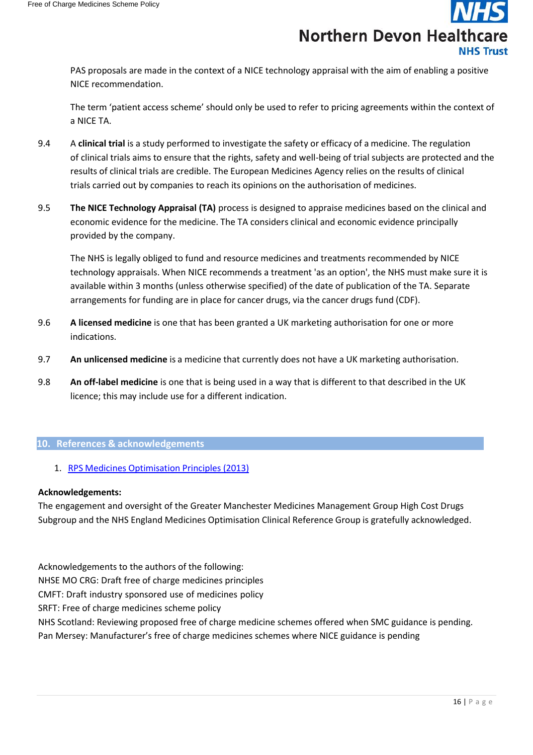PAS proposals are made in the context of a NICE technology appraisal with the aim of enabling a positive NICE recommendation.

The term 'patient access scheme' should only be used to refer to pricing agreements within the context of a NICE TA.

9.4 A **clinical trial** is a study performed to investigate the safety or efficacy of a medicine. The regulation of clinical trials aims to ensure that the rights, safety and well-being of trial subjects are protected and the results of clinical trials are credible. The European Medicines Agency relies on the results of clinical trials carried out by companies to reach its opinions on the authorisation of medicines.

9.5 **The NICE Technology Appraisal (TA)** process is designed to appraise medicines based on the clinical and economic evidence for the medicine. The TA considers clinical and economic evidence principally provided by the company.

The NHS is legally obliged to fund and resource medicines and treatments recommended by NICE technology appraisals. When NICE recommends a treatment 'as an option', the NHS must make sure it is available within 3 months (unless otherwise specified) of the date of publication of the TA. Separate arrangements for funding are in place for cancer drugs, via the cancer drugs fund (CDF).

9.6 **A licensed medicine** is one that has been granted a UK marketing authorisation for one or more indications.

9.7 **An unlicensed medicine** is a medicine that currently does not have a UK marketing authorisation.

9.8 **An off-label medicine** is one that is being used in a way that is different to that described in the UK licence; this may include use for a different indication.

## 10. References & acknowledgements

1. RPS Medicines Optimisation Principles (2013)

**Acknowledgements:**
The engagement and oversight of the Greater Manchester Medicines Management Group High Cost Drugs Subgroup and the NHS England Medicines Optimisation Clinical Reference Group is gratefully acknowledged.

Acknowledgements to the authors of the following:
NHSE MO CRG: Draft free of charge medicines principles
CMFT: Draft industry sponsored use of medicines policy
SRFT: Free of charge medicines scheme policy
NHS Scotland: Reviewing proposed free of charge medicine schemes offered when SMC guidance is pending.
Pan Mersey: Manufacturer's free of charge medicines schemes where NICE guidance is pending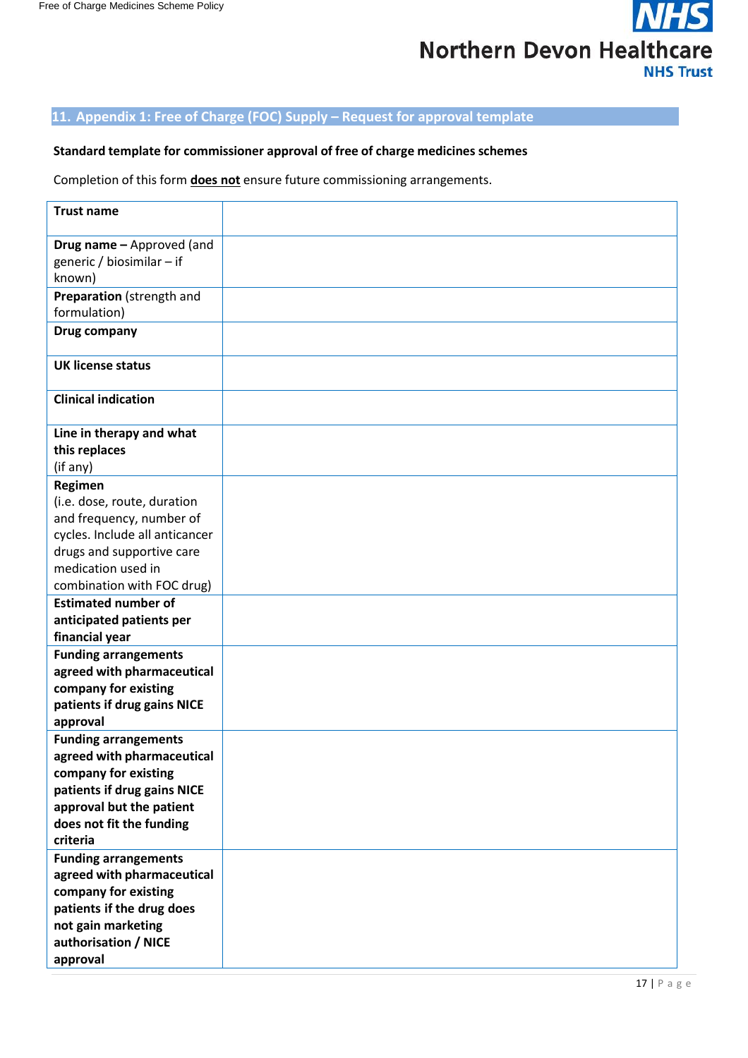## 11. Appendix 1: Free of Charge (FOC) Supply – Request for approval template

**Standard template for commissioner approval of free of charge medicines schemes**

Completion of this form **does not** ensure future commissioning arrangements.

| | |
|---|---|
| **Trust name** | |
| **Drug name –** Approved (and generic / biosimilar – if known) | |
| **Preparation** (strength and formulation) | |
| **Drug company** | |
| **UK license status** | |
| **Clinical indication** | |
| **Line in therapy and what this replaces** (if any) | |
| **Regimen** (i.e. dose, route, duration and frequency, number of cycles. Include all anticancer drugs and supportive care medication used in combination with FOC drug) | |
| **Estimated number of anticipated patients per financial year** | |
| **Funding arrangements agreed with pharmaceutical company for existing patients if drug gains NICE approval** | |
| **Funding arrangements agreed with pharmaceutical company for existing patients if drug gains NICE approval but the patient does not fit the funding criteria** | |
| **Funding arrangements agreed with pharmaceutical company for existing patients if the drug does not gain marketing authorisation / NICE approval** | |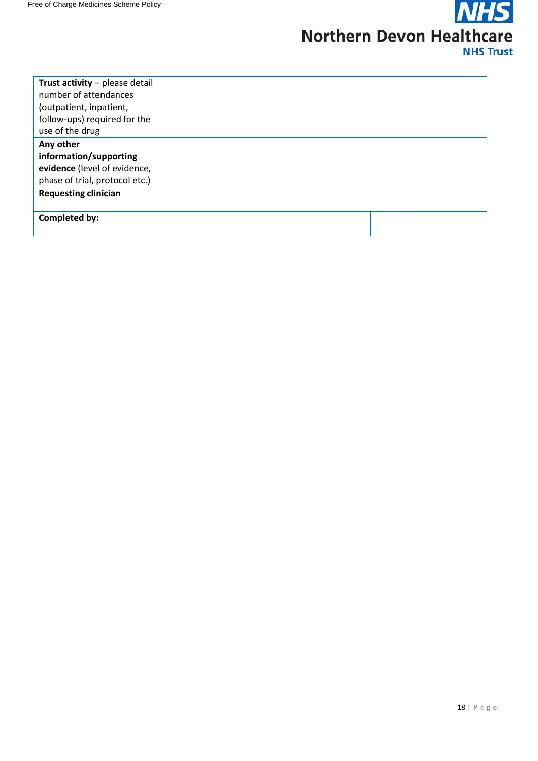| | | | |
|---|---|---|---|
| **Trust activity** – please detail number of attendances (outpatient, inpatient, follow-ups) required for the use of the drug | | | |
| **Any other information/supporting evidence** (level of evidence, phase of trial, protocol etc.) | | | |
| **Requesting clinician** | | | |
| **Completed by:** | | | |